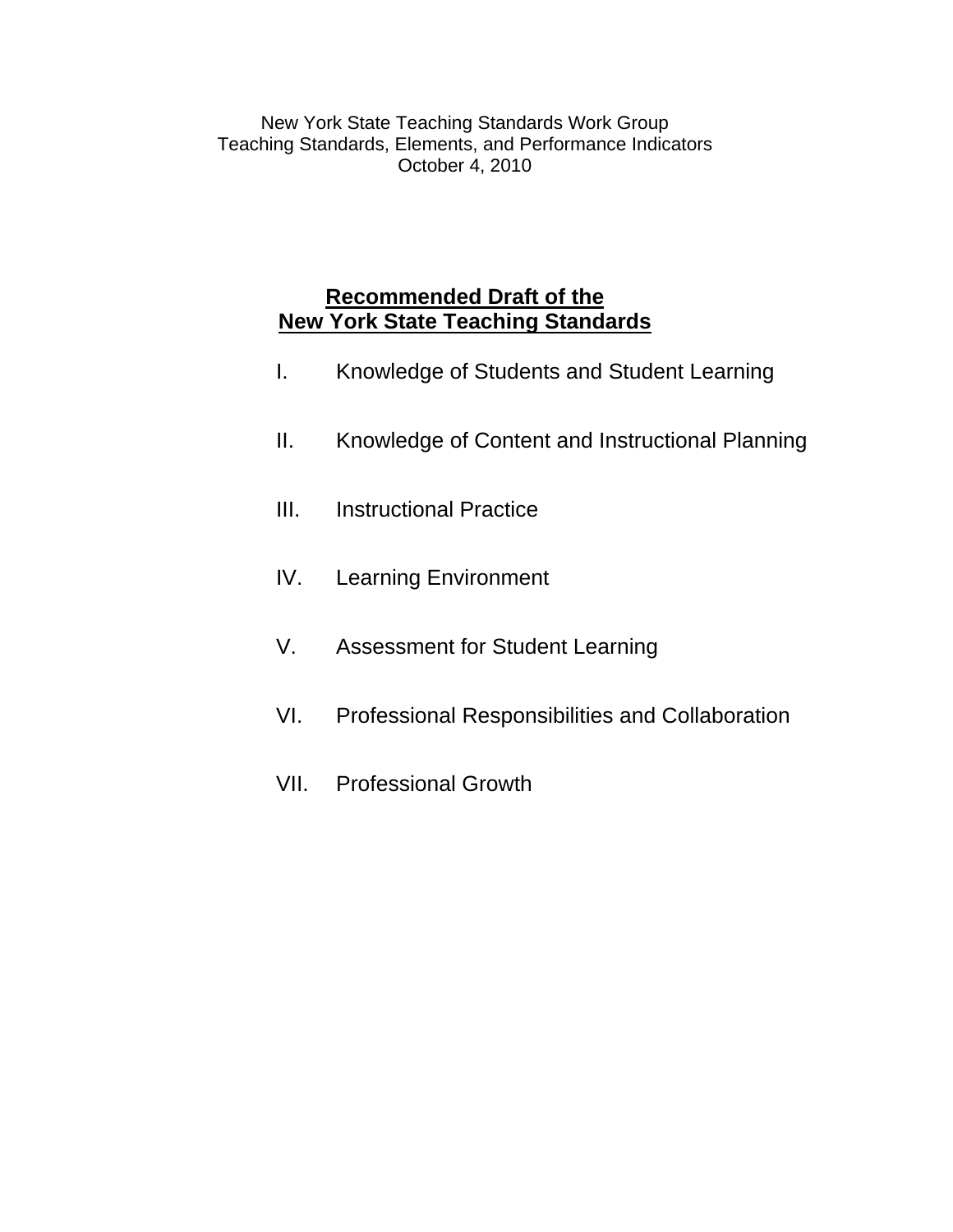New York State Teaching Standards Work Group
Teaching Standards, Elements, and Performance Indicators
October 4, 2010

# Recommended Draft of the New York State Teaching Standards

I. Knowledge of Students and Student Learning

II. Knowledge of Content and Instructional Planning

III. Instructional Practice

IV. Learning Environment

V. Assessment for Student Learning

VI. Professional Responsibilities and Collaboration

VII. Professional Growth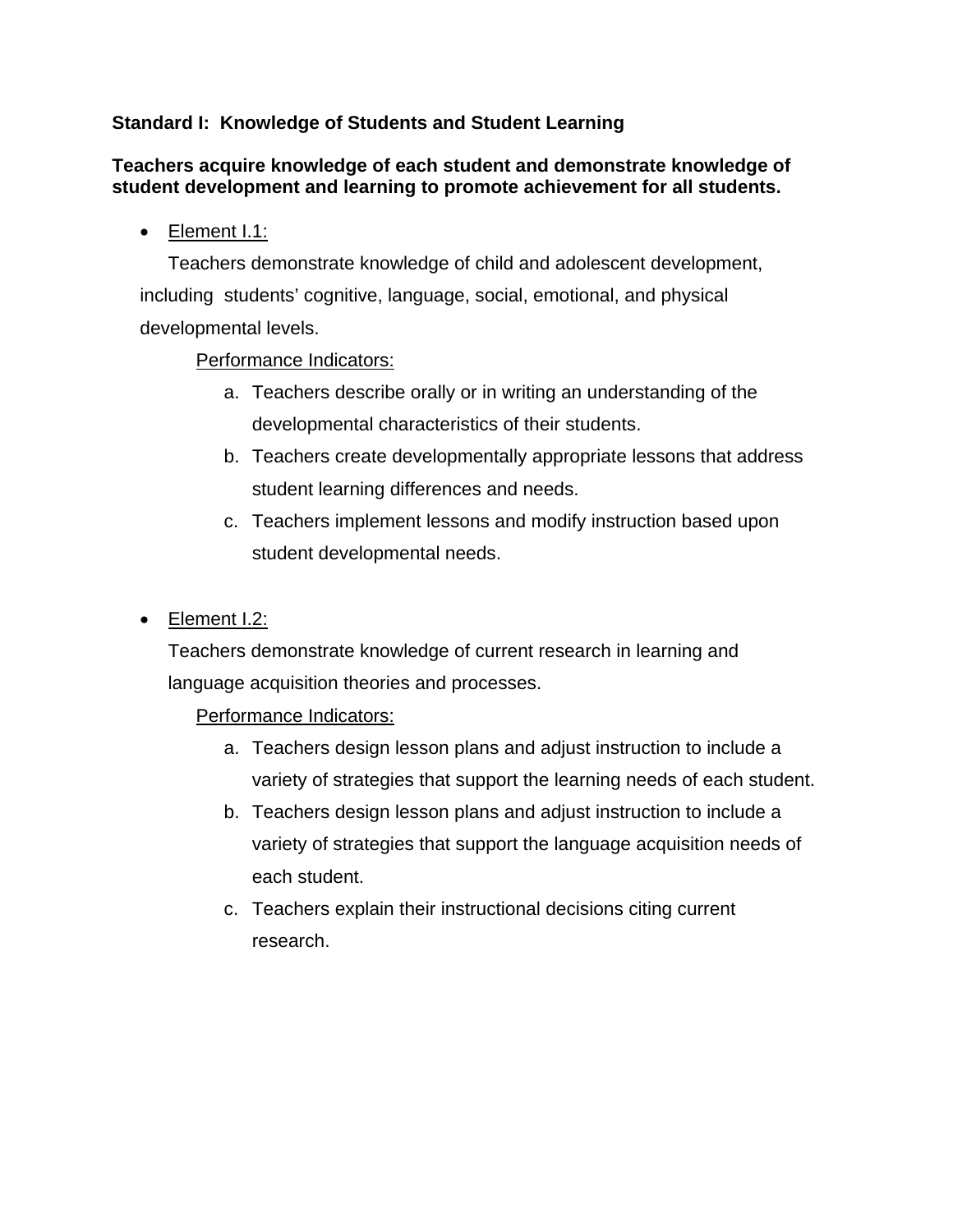**Standard I: Knowledge of Students and Student Learning**

**Teachers acquire knowledge of each student and demonstrate knowledge of student development and learning to promote achievement for all students.**

- Element I.1:

  Teachers demonstrate knowledge of child and adolescent development, including students' cognitive, language, social, emotional, and physical developmental levels.

  Performance Indicators:

  a. Teachers describe orally or in writing an understanding of the developmental characteristics of their students.
  b. Teachers create developmentally appropriate lessons that address student learning differences and needs.
  c. Teachers implement lessons and modify instruction based upon student developmental needs.

- Element I.2:

  Teachers demonstrate knowledge of current research in learning and language acquisition theories and processes.

  Performance Indicators:

  a. Teachers design lesson plans and adjust instruction to include a variety of strategies that support the learning needs of each student.
  b. Teachers design lesson plans and adjust instruction to include a variety of strategies that support the language acquisition needs of each student.
  c. Teachers explain their instructional decisions citing current research.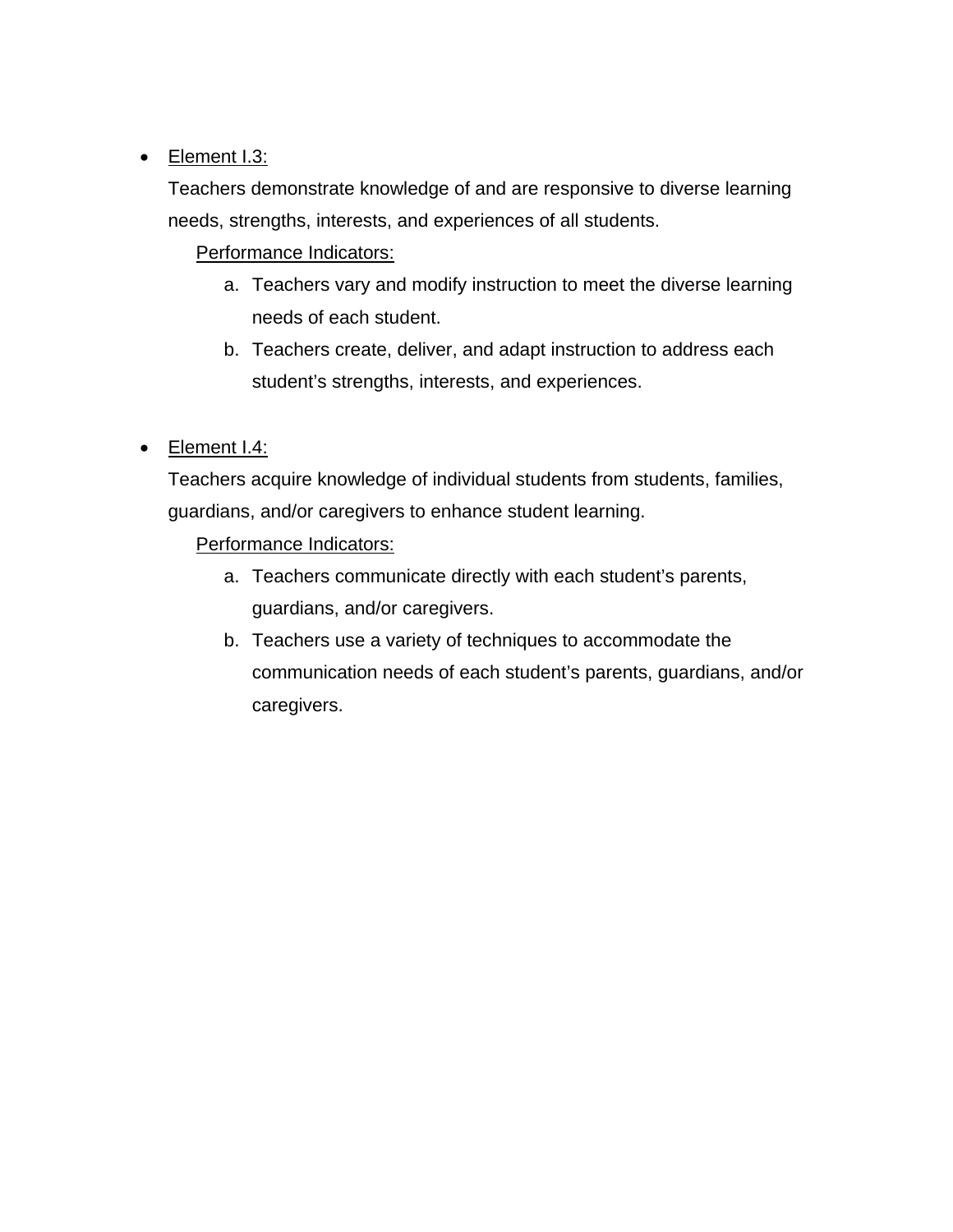- Element I.3:

  Teachers demonstrate knowledge of and are responsive to diverse learning needs, strengths, interests, and experiences of all students.

  Performance Indicators:

  a. Teachers vary and modify instruction to meet the diverse learning needs of each student.
  b. Teachers create, deliver, and adapt instruction to address each student's strengths, interests, and experiences.

- Element I.4:

  Teachers acquire knowledge of individual students from students, families, guardians, and/or caregivers to enhance student learning.

  Performance Indicators:

  a. Teachers communicate directly with each student's parents, guardians, and/or caregivers.
  b. Teachers use a variety of techniques to accommodate the communication needs of each student's parents, guardians, and/or caregivers.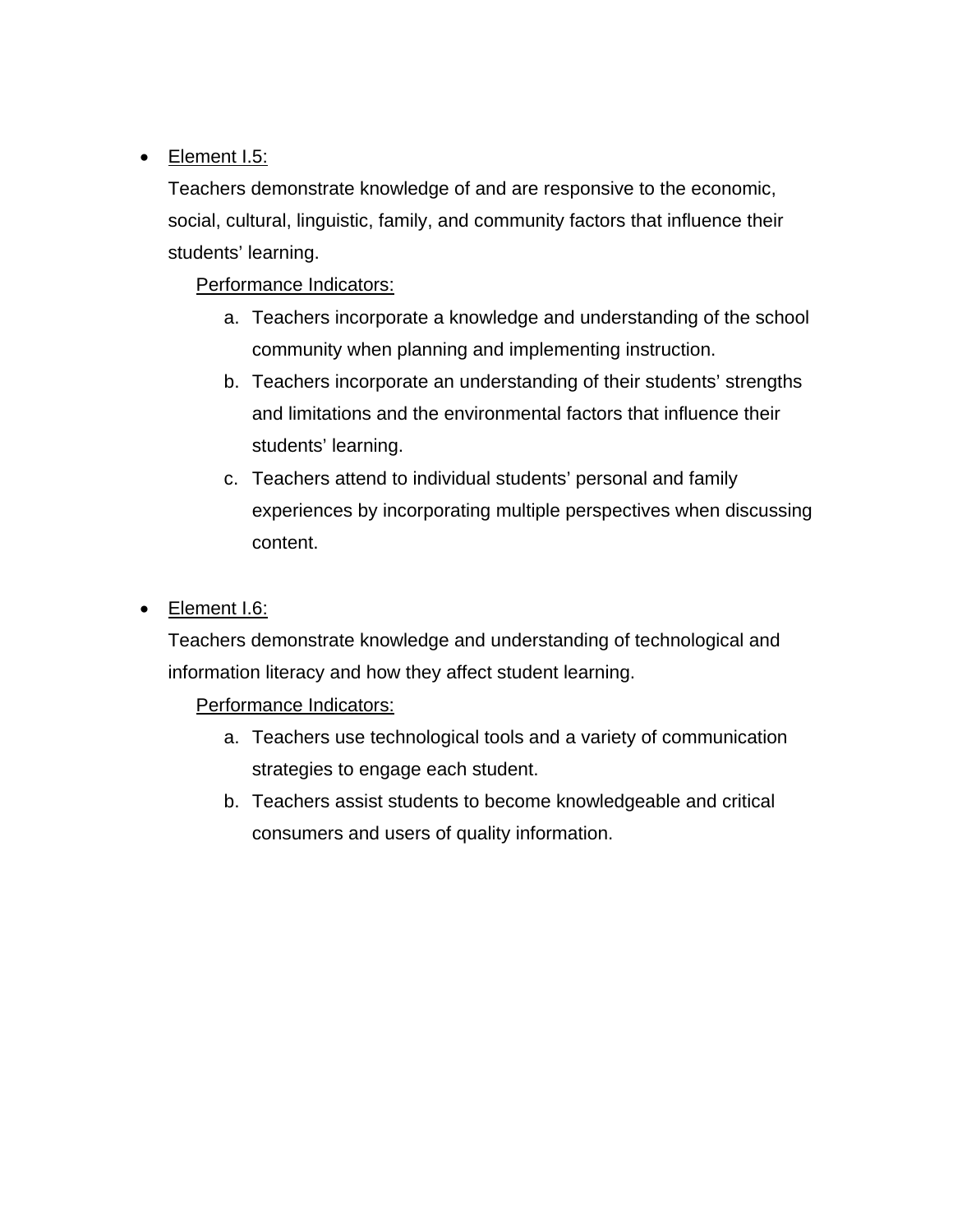- Element I.5:

  Teachers demonstrate knowledge of and are responsive to the economic, social, cultural, linguistic, family, and community factors that influence their students' learning.

  Performance Indicators:

  a. Teachers incorporate a knowledge and understanding of the school community when planning and implementing instruction.
  b. Teachers incorporate an understanding of their students' strengths and limitations and the environmental factors that influence their students' learning.
  c. Teachers attend to individual students' personal and family experiences by incorporating multiple perspectives when discussing content.

- Element I.6:

  Teachers demonstrate knowledge and understanding of technological and information literacy and how they affect student learning.

  Performance Indicators:

  a. Teachers use technological tools and a variety of communication strategies to engage each student.
  b. Teachers assist students to become knowledgeable and critical consumers and users of quality information.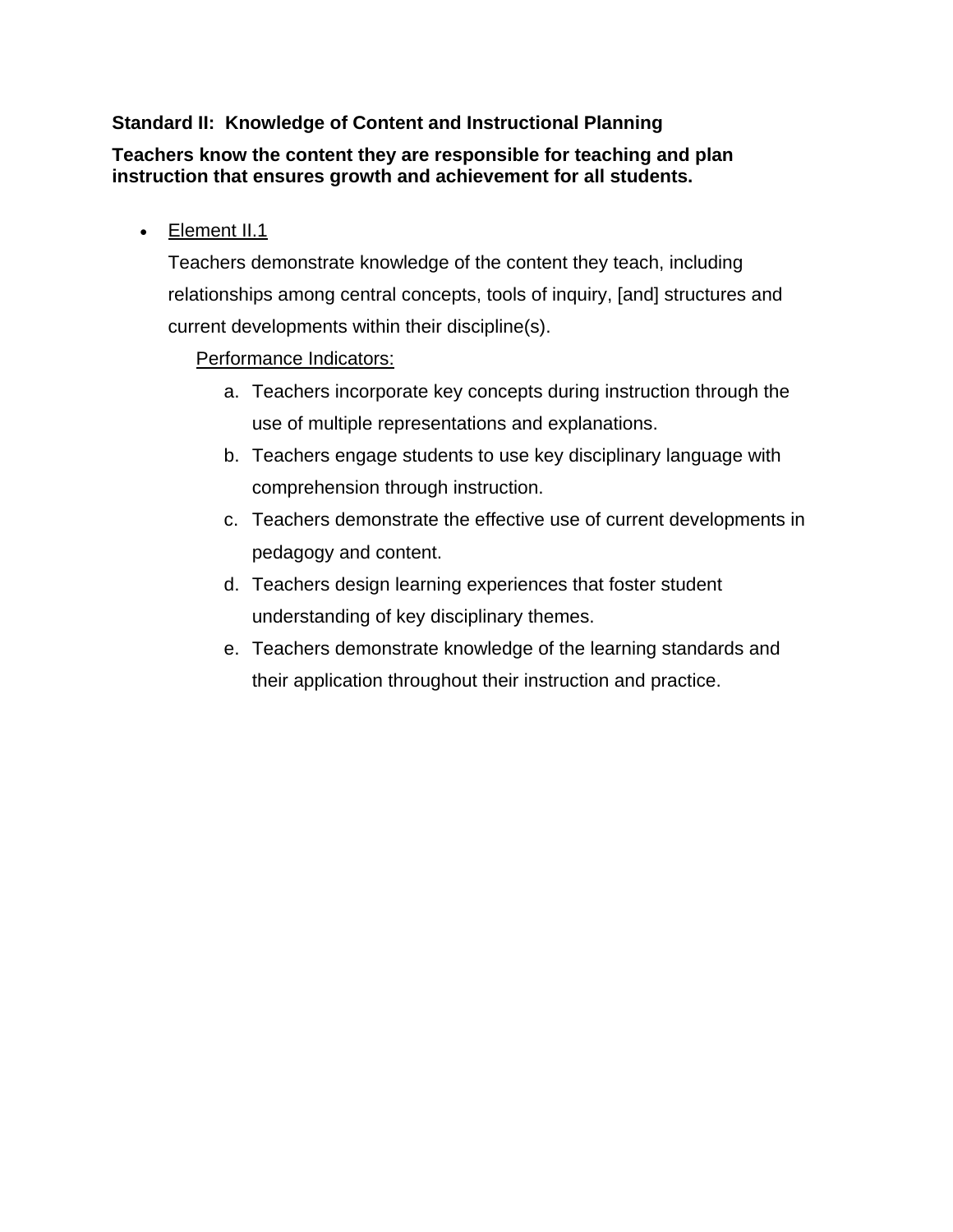**Standard II: Knowledge of Content and Instructional Planning**

**Teachers know the content they are responsible for teaching and plan instruction that ensures growth and achievement for all students.**

- Element II.1

  Teachers demonstrate knowledge of the content they teach, including relationships among central concepts, tools of inquiry, [and] structures and current developments within their discipline(s).

  Performance Indicators:

  a. Teachers incorporate key concepts during instruction through the use of multiple representations and explanations.
  b. Teachers engage students to use key disciplinary language with comprehension through instruction.
  c. Teachers demonstrate the effective use of current developments in pedagogy and content.
  d. Teachers design learning experiences that foster student understanding of key disciplinary themes.
  e. Teachers demonstrate knowledge of the learning standards and their application throughout their instruction and practice.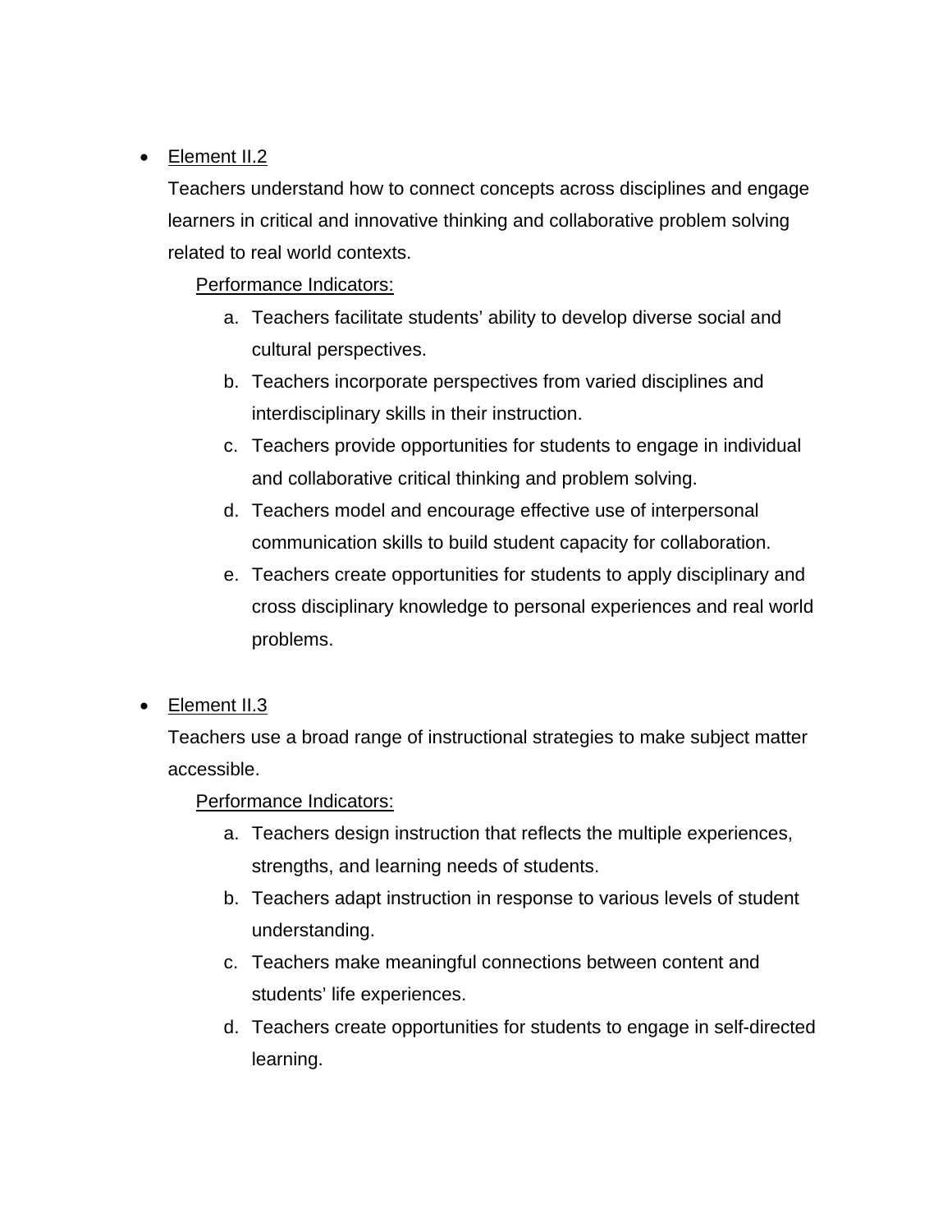- Element II.2

  Teachers understand how to connect concepts across disciplines and engage learners in critical and innovative thinking and collaborative problem solving related to real world contexts.

  Performance Indicators:

  a. Teachers facilitate students' ability to develop diverse social and cultural perspectives.
  b. Teachers incorporate perspectives from varied disciplines and interdisciplinary skills in their instruction.
  c. Teachers provide opportunities for students to engage in individual and collaborative critical thinking and problem solving.
  d. Teachers model and encourage effective use of interpersonal communication skills to build student capacity for collaboration.
  e. Teachers create opportunities for students to apply disciplinary and cross disciplinary knowledge to personal experiences and real world problems.

- Element II.3

  Teachers use a broad range of instructional strategies to make subject matter accessible.

  Performance Indicators:

  a. Teachers design instruction that reflects the multiple experiences, strengths, and learning needs of students.
  b. Teachers adapt instruction in response to various levels of student understanding.
  c. Teachers make meaningful connections between content and students' life experiences.
  d. Teachers create opportunities for students to engage in self-directed learning.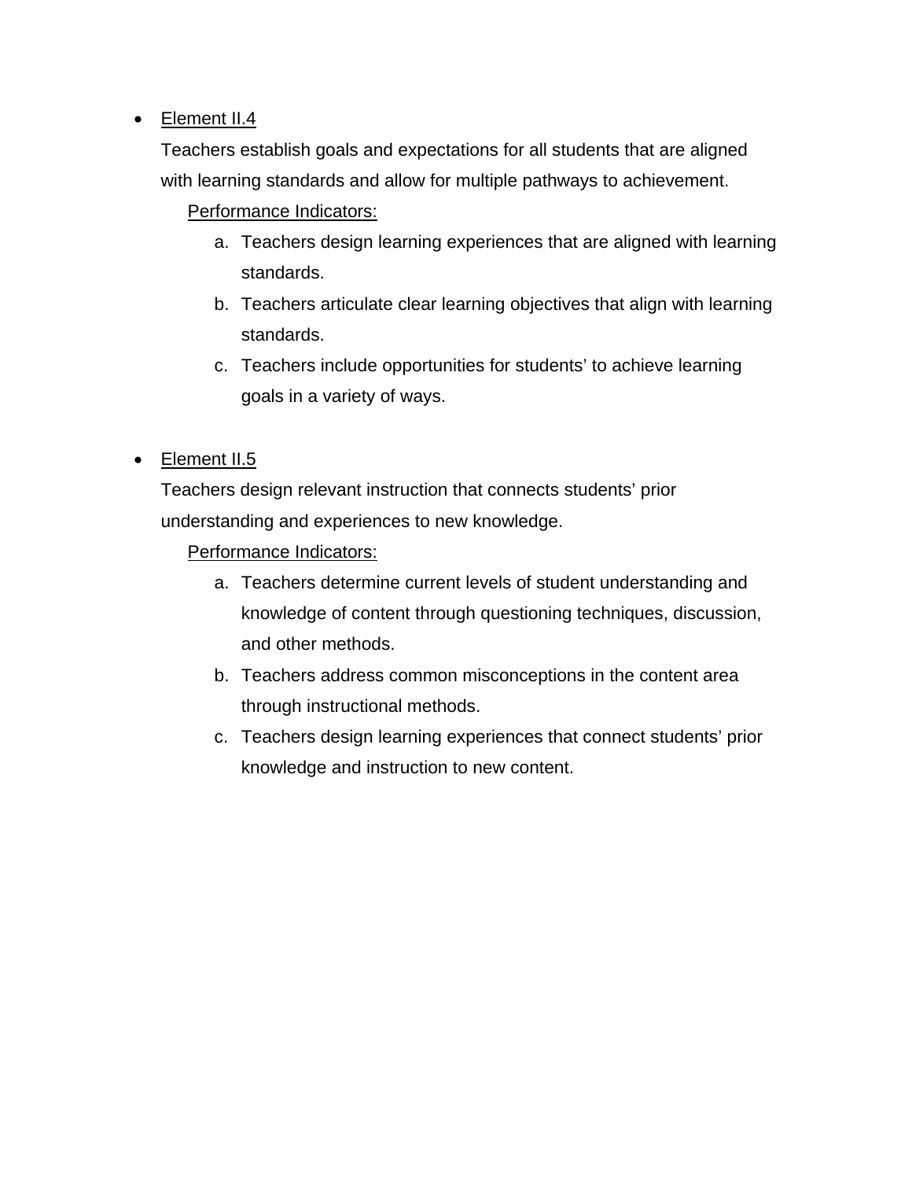- <u>Element II.4</u>

  Teachers establish goals and expectations for all students that are aligned with learning standards and allow for multiple pathways to achievement.

  <u>Performance Indicators:</u>

  a. Teachers design learning experiences that are aligned with learning standards.
  b. Teachers articulate clear learning objectives that align with learning standards.
  c. Teachers include opportunities for students' to achieve learning goals in a variety of ways.

- <u>Element II.5</u>

  Teachers design relevant instruction that connects students' prior understanding and experiences to new knowledge.

  <u>Performance Indicators:</u>

  a. Teachers determine current levels of student understanding and knowledge of content through questioning techniques, discussion, and other methods.
  b. Teachers address common misconceptions in the content area through instructional methods.
  c. Teachers design learning experiences that connect students' prior knowledge and instruction to new content.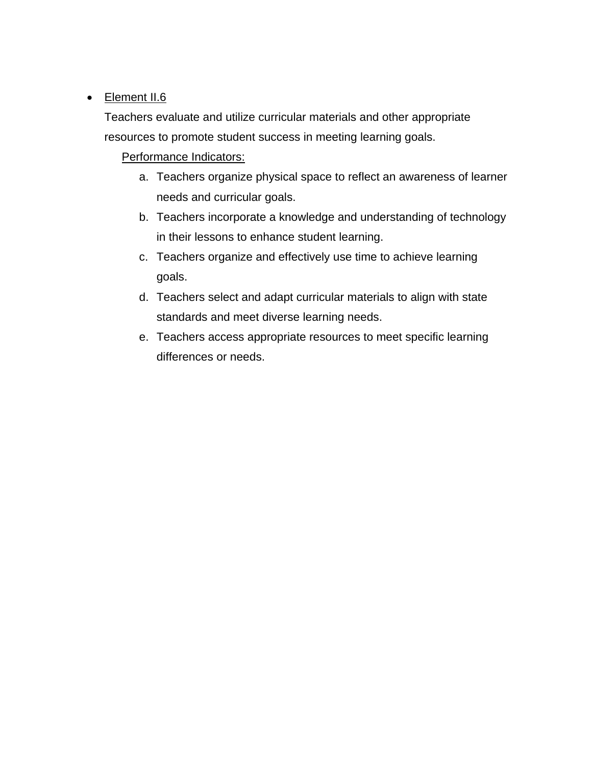- <u>Element II.6</u>

  Teachers evaluate and utilize curricular materials and other appropriate resources to promote student success in meeting learning goals.

  <u>Performance Indicators:</u>

  a. Teachers organize physical space to reflect an awareness of learner needs and curricular goals.
  b. Teachers incorporate a knowledge and understanding of technology in their lessons to enhance student learning.
  c. Teachers organize and effectively use time to achieve learning goals.
  d. Teachers select and adapt curricular materials to align with state standards and meet diverse learning needs.
  e. Teachers access appropriate resources to meet specific learning differences or needs.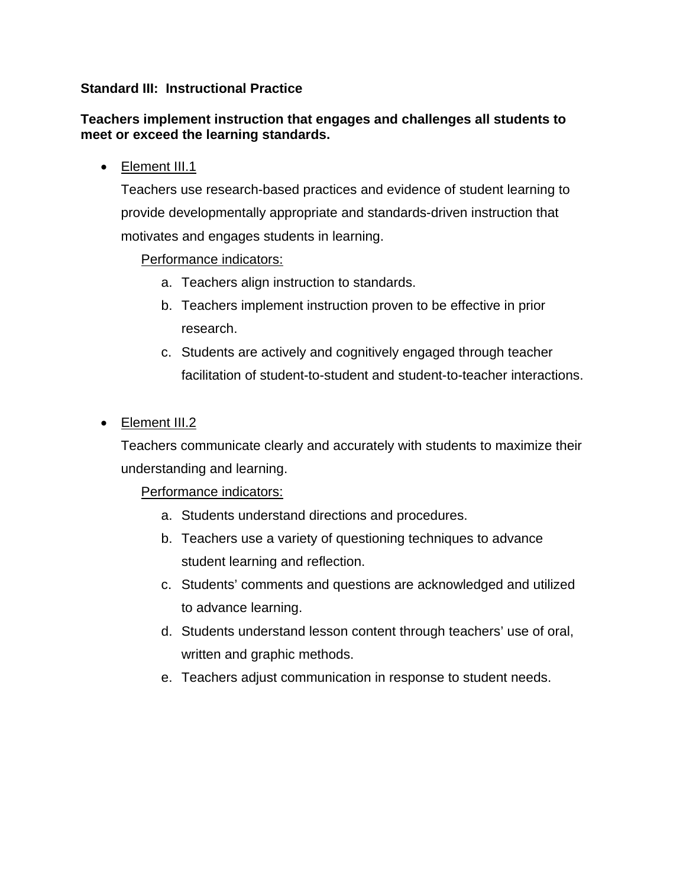**Standard III: Instructional Practice**

**Teachers implement instruction that engages and challenges all students to meet or exceed the learning standards.**

- Element III.1

  Teachers use research-based practices and evidence of student learning to provide developmentally appropriate and standards-driven instruction that motivates and engages students in learning.

  Performance indicators:

  a. Teachers align instruction to standards.
  b. Teachers implement instruction proven to be effective in prior research.
  c. Students are actively and cognitively engaged through teacher facilitation of student-to-student and student-to-teacher interactions.

- Element III.2

  Teachers communicate clearly and accurately with students to maximize their understanding and learning.

  Performance indicators:

  a. Students understand directions and procedures.
  b. Teachers use a variety of questioning techniques to advance student learning and reflection.
  c. Students' comments and questions are acknowledged and utilized to advance learning.
  d. Students understand lesson content through teachers' use of oral, written and graphic methods.
  e. Teachers adjust communication in response to student needs.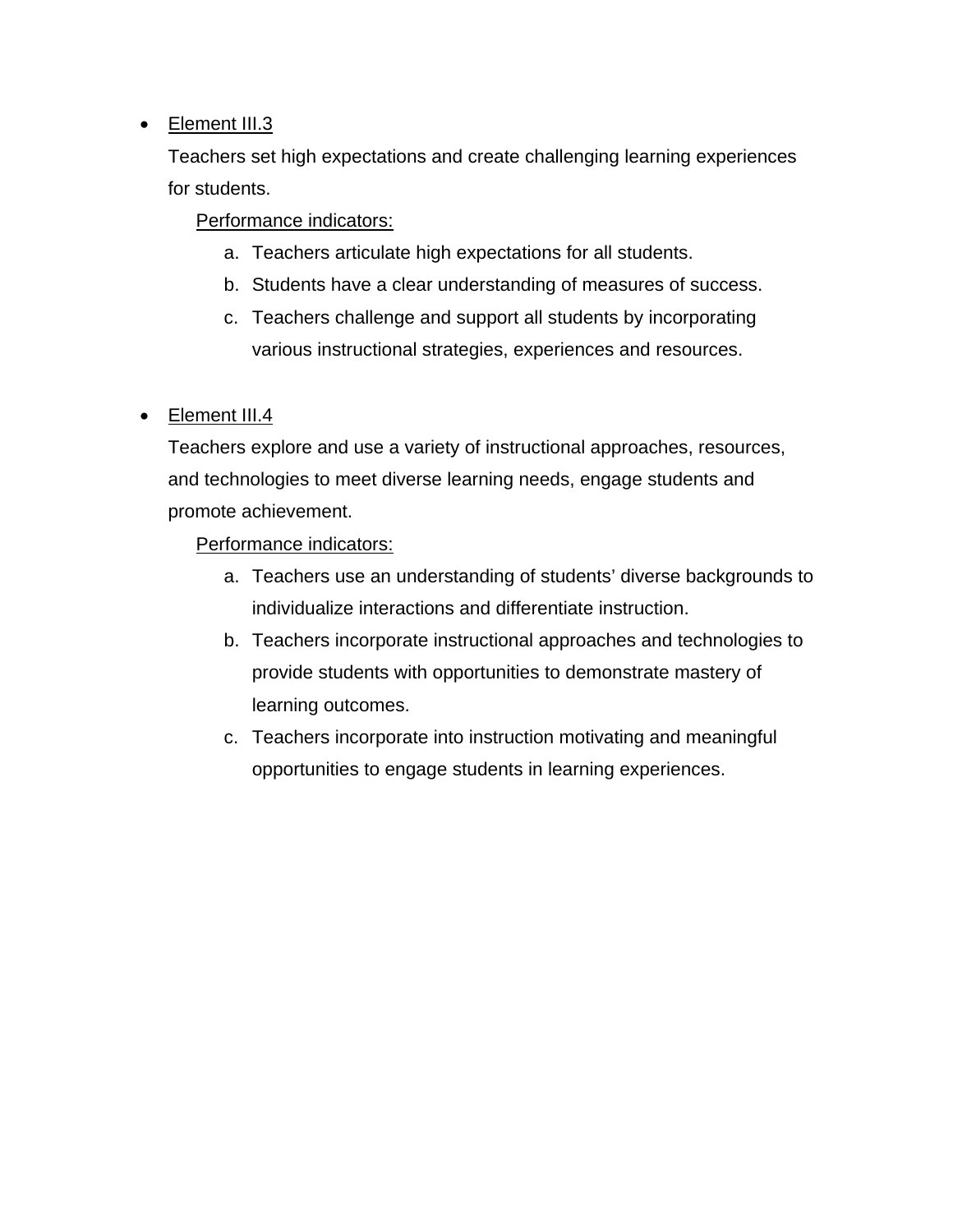- Element III.3

  Teachers set high expectations and create challenging learning experiences for students.

  Performance indicators:

  a. Teachers articulate high expectations for all students.
  b. Students have a clear understanding of measures of success.
  c. Teachers challenge and support all students by incorporating various instructional strategies, experiences and resources.

- Element III.4

  Teachers explore and use a variety of instructional approaches, resources, and technologies to meet diverse learning needs, engage students and promote achievement.

  Performance indicators:

  a. Teachers use an understanding of students' diverse backgrounds to individualize interactions and differentiate instruction.
  b. Teachers incorporate instructional approaches and technologies to provide students with opportunities to demonstrate mastery of learning outcomes.
  c. Teachers incorporate into instruction motivating and meaningful opportunities to engage students in learning experiences.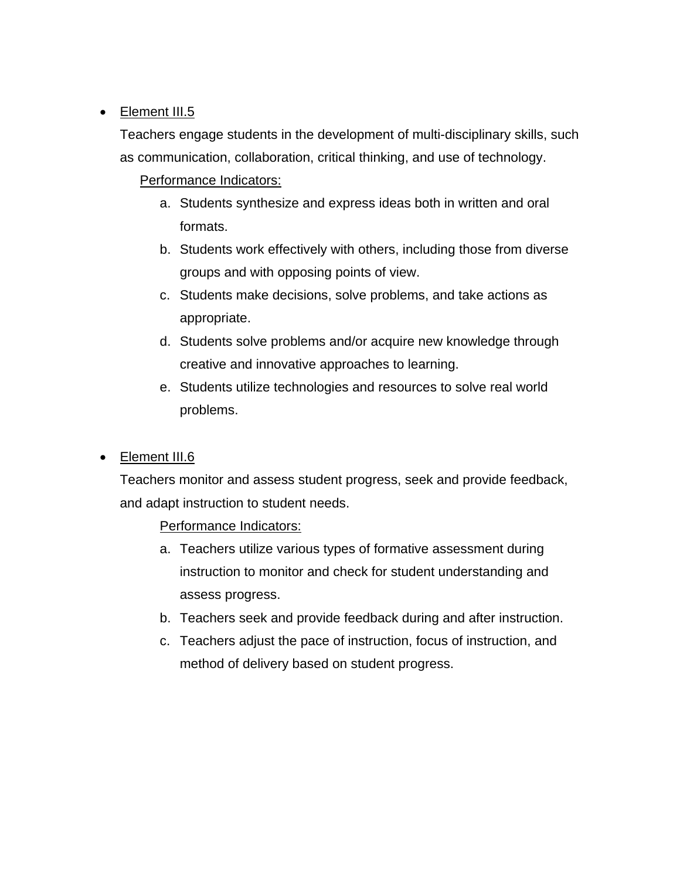- Element III.5

  Teachers engage students in the development of multi-disciplinary skills, such as communication, collaboration, critical thinking, and use of technology.

  Performance Indicators:

  a. Students synthesize and express ideas both in written and oral formats.
  b. Students work effectively with others, including those from diverse groups and with opposing points of view.
  c. Students make decisions, solve problems, and take actions as appropriate.
  d. Students solve problems and/or acquire new knowledge through creative and innovative approaches to learning.
  e. Students utilize technologies and resources to solve real world problems.

- Element III.6

  Teachers monitor and assess student progress, seek and provide feedback, and adapt instruction to student needs.

  Performance Indicators:

  a. Teachers utilize various types of formative assessment during instruction to monitor and check for student understanding and assess progress.
  b. Teachers seek and provide feedback during and after instruction.
  c. Teachers adjust the pace of instruction, focus of instruction, and method of delivery based on student progress.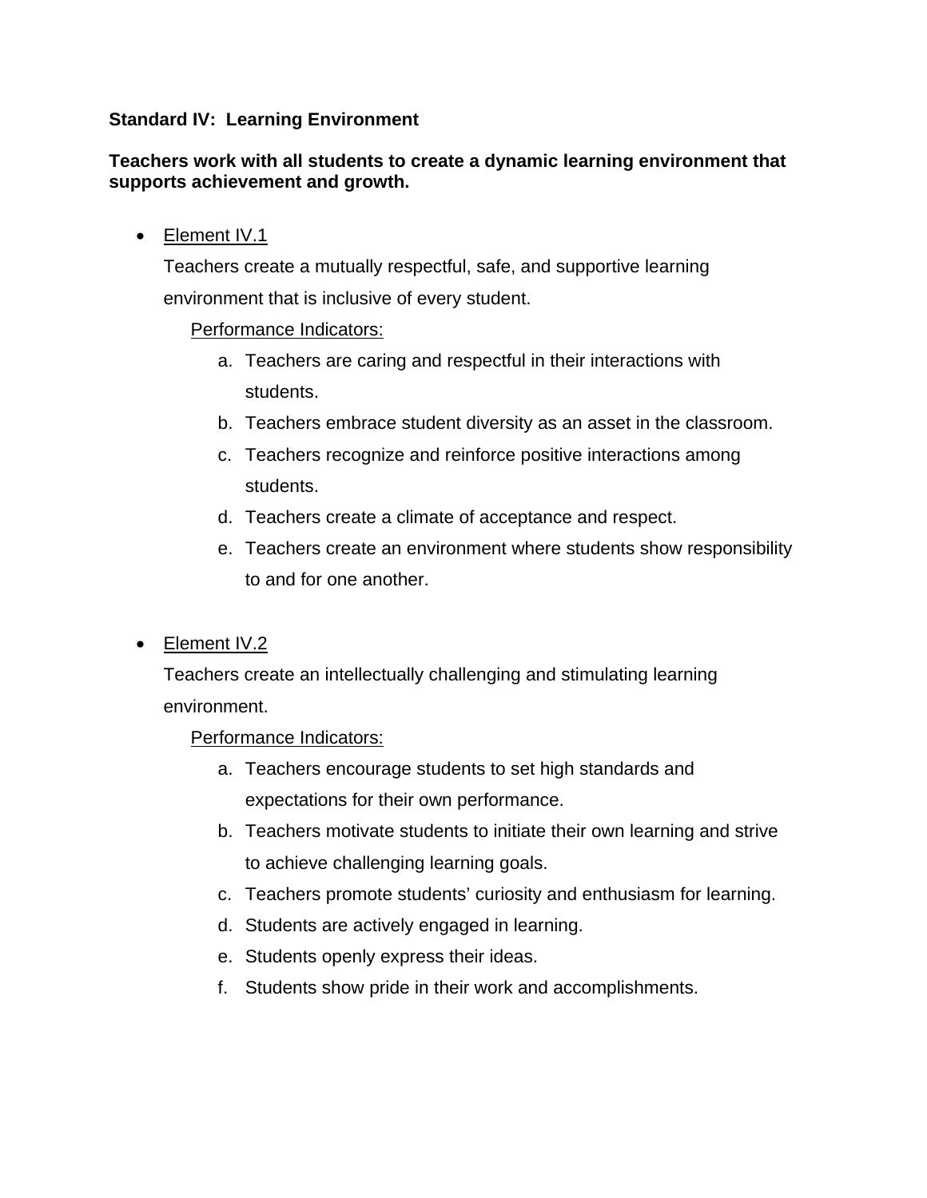**Standard IV: Learning Environment**

**Teachers work with all students to create a dynamic learning environment that supports achievement and growth.**

- Element IV.1

  Teachers create a mutually respectful, safe, and supportive learning environment that is inclusive of every student.

  Performance Indicators:

  a. Teachers are caring and respectful in their interactions with students.
  b. Teachers embrace student diversity as an asset in the classroom.
  c. Teachers recognize and reinforce positive interactions among students.
  d. Teachers create a climate of acceptance and respect.
  e. Teachers create an environment where students show responsibility to and for one another.

- Element IV.2

  Teachers create an intellectually challenging and stimulating learning environment.

  Performance Indicators:

  a. Teachers encourage students to set high standards and expectations for their own performance.
  b. Teachers motivate students to initiate their own learning and strive to achieve challenging learning goals.
  c. Teachers promote students' curiosity and enthusiasm for learning.
  d. Students are actively engaged in learning.
  e. Students openly express their ideas.
  f. Students show pride in their work and accomplishments.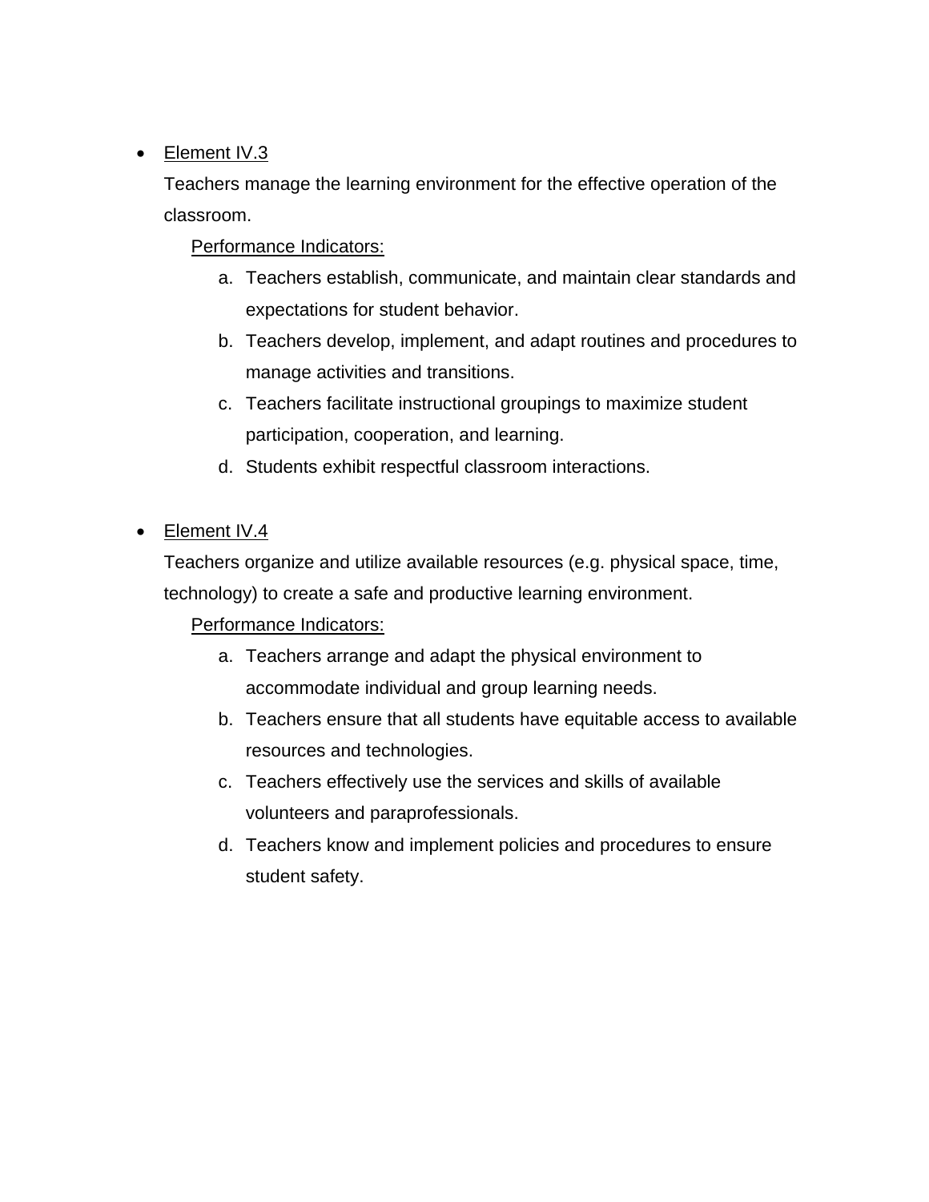- <u>Element IV.3</u>

  Teachers manage the learning environment for the effective operation of the classroom.

  <u>Performance Indicators:</u>

  a. Teachers establish, communicate, and maintain clear standards and expectations for student behavior.
  b. Teachers develop, implement, and adapt routines and procedures to manage activities and transitions.
  c. Teachers facilitate instructional groupings to maximize student participation, cooperation, and learning.
  d. Students exhibit respectful classroom interactions.

- <u>Element IV.4</u>

  Teachers organize and utilize available resources (e.g. physical space, time, technology) to create a safe and productive learning environment.

  <u>Performance Indicators:</u>

  a. Teachers arrange and adapt the physical environment to accommodate individual and group learning needs.
  b. Teachers ensure that all students have equitable access to available resources and technologies.
  c. Teachers effectively use the services and skills of available volunteers and paraprofessionals.
  d. Teachers know and implement policies and procedures to ensure student safety.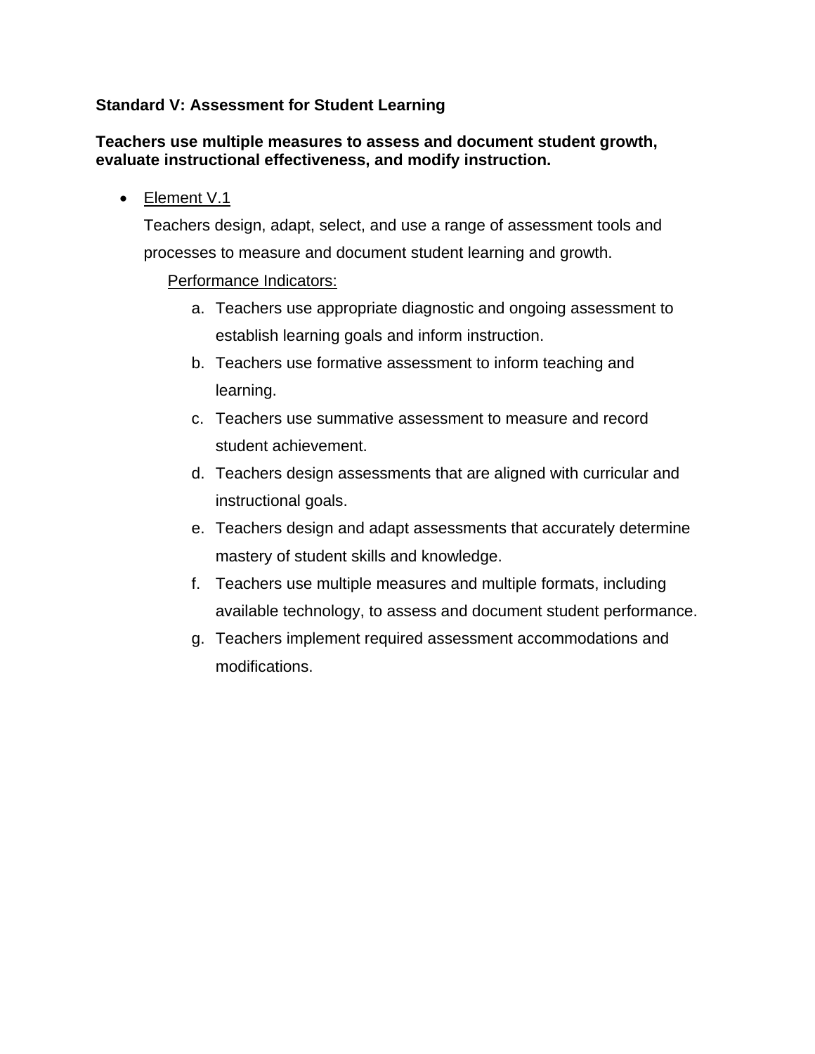**Standard V: Assessment for Student Learning**

**Teachers use multiple measures to assess and document student growth, evaluate instructional effectiveness, and modify instruction.**

- Element V.1

  Teachers design, adapt, select, and use a range of assessment tools and processes to measure and document student learning and growth.

  Performance Indicators:

  a. Teachers use appropriate diagnostic and ongoing assessment to establish learning goals and inform instruction.
  b. Teachers use formative assessment to inform teaching and learning.
  c. Teachers use summative assessment to measure and record student achievement.
  d. Teachers design assessments that are aligned with curricular and instructional goals.
  e. Teachers design and adapt assessments that accurately determine mastery of student skills and knowledge.
  f. Teachers use multiple measures and multiple formats, including available technology, to assess and document student performance.
  g. Teachers implement required assessment accommodations and modifications.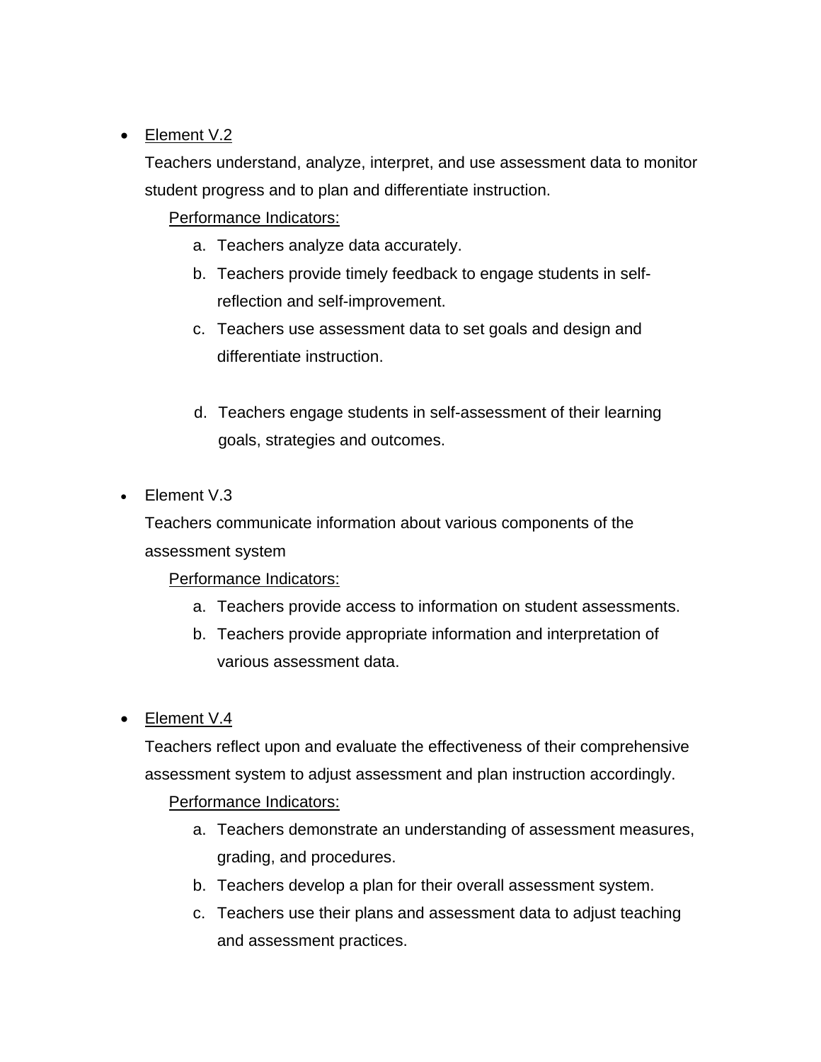- Element V.2

  Teachers understand, analyze, interpret, and use assessment data to monitor student progress and to plan and differentiate instruction.

  Performance Indicators:

  a. Teachers analyze data accurately.
  b. Teachers provide timely feedback to engage students in self-reflection and self-improvement.
  c. Teachers use assessment data to set goals and design and differentiate instruction.
  d. Teachers engage students in self-assessment of their learning goals, strategies and outcomes.

- Element V.3

  Teachers communicate information about various components of the assessment system

  Performance Indicators:

  a. Teachers provide access to information on student assessments.
  b. Teachers provide appropriate information and interpretation of various assessment data.

- Element V.4

  Teachers reflect upon and evaluate the effectiveness of their comprehensive assessment system to adjust assessment and plan instruction accordingly.

  Performance Indicators:

  a. Teachers demonstrate an understanding of assessment measures, grading, and procedures.
  b. Teachers develop a plan for their overall assessment system.
  c. Teachers use their plans and assessment data to adjust teaching and assessment practices.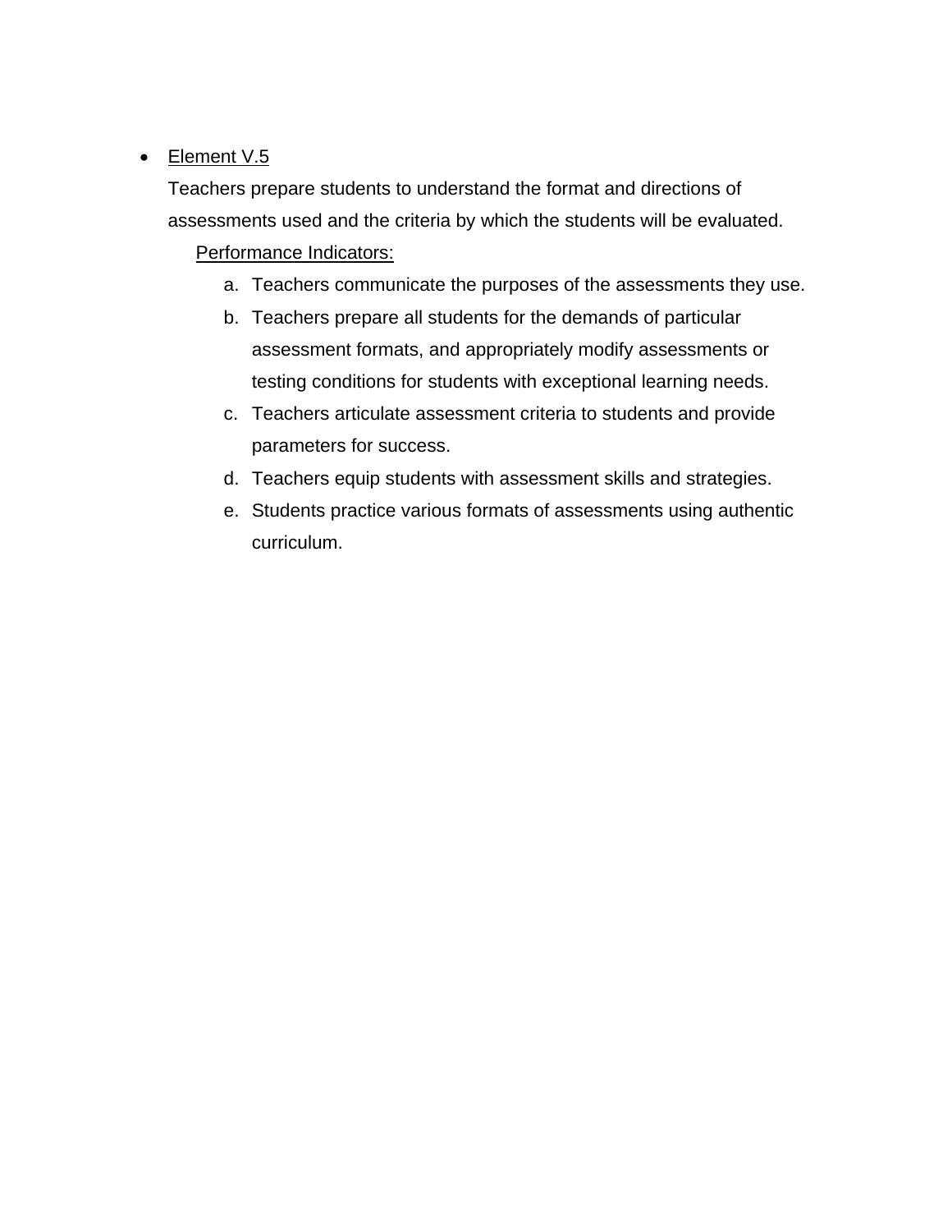- Element V.5

  Teachers prepare students to understand the format and directions of assessments used and the criteria by which the students will be evaluated.

  Performance Indicators:

  a. Teachers communicate the purposes of the assessments they use.
  b. Teachers prepare all students for the demands of particular assessment formats, and appropriately modify assessments or testing conditions for students with exceptional learning needs.
  c. Teachers articulate assessment criteria to students and provide parameters for success.
  d. Teachers equip students with assessment skills and strategies.
  e. Students practice various formats of assessments using authentic curriculum.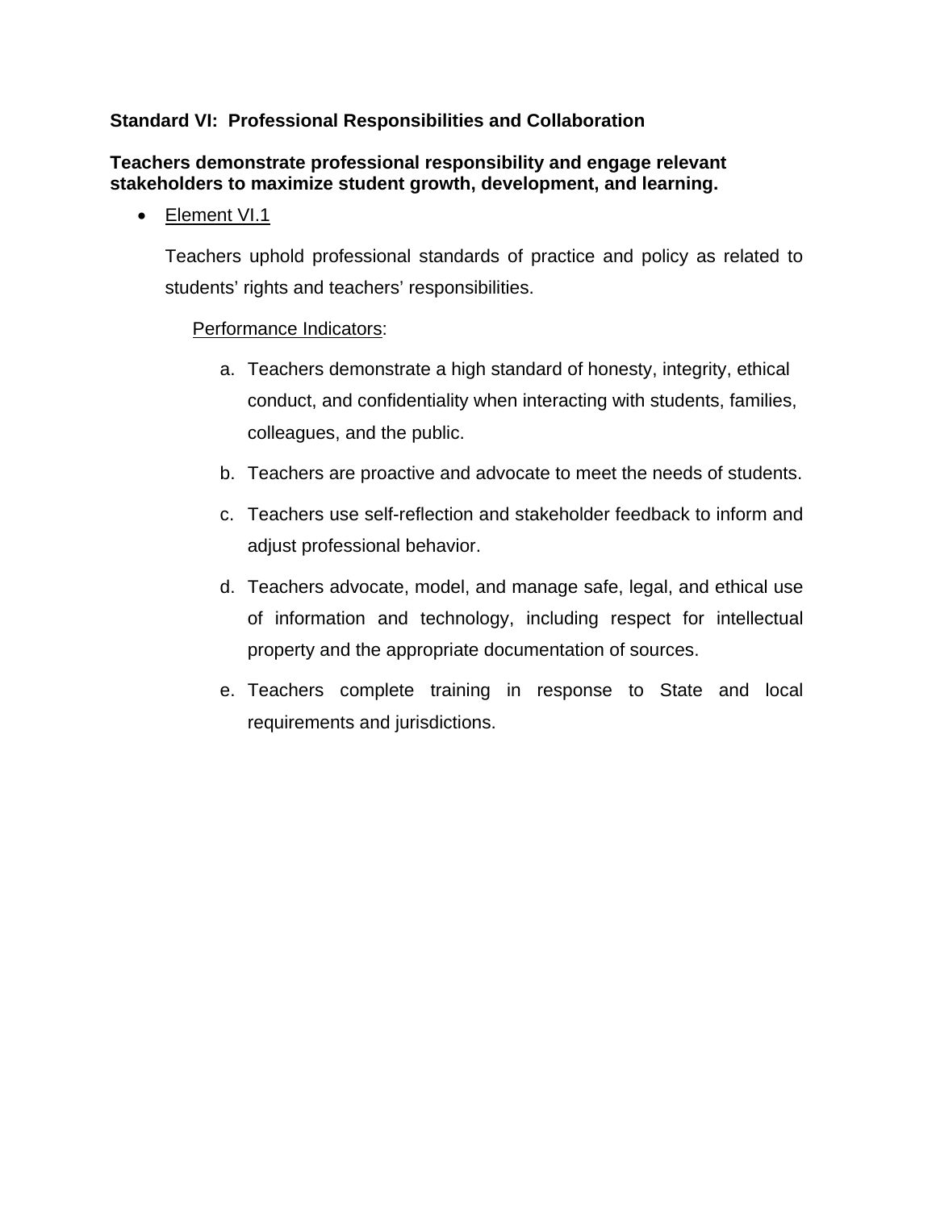**Standard VI: Professional Responsibilities and Collaboration**

**Teachers demonstrate professional responsibility and engage relevant stakeholders to maximize student growth, development, and learning.**

- Element VI.1

  Teachers uphold professional standards of practice and policy as related to students' rights and teachers' responsibilities.

  Performance Indicators:

  a. Teachers demonstrate a high standard of honesty, integrity, ethical conduct, and confidentiality when interacting with students, families, colleagues, and the public.

  b. Teachers are proactive and advocate to meet the needs of students.

  c. Teachers use self-reflection and stakeholder feedback to inform and adjust professional behavior.

  d. Teachers advocate, model, and manage safe, legal, and ethical use of information and technology, including respect for intellectual property and the appropriate documentation of sources.

  e. Teachers complete training in response to State and local requirements and jurisdictions.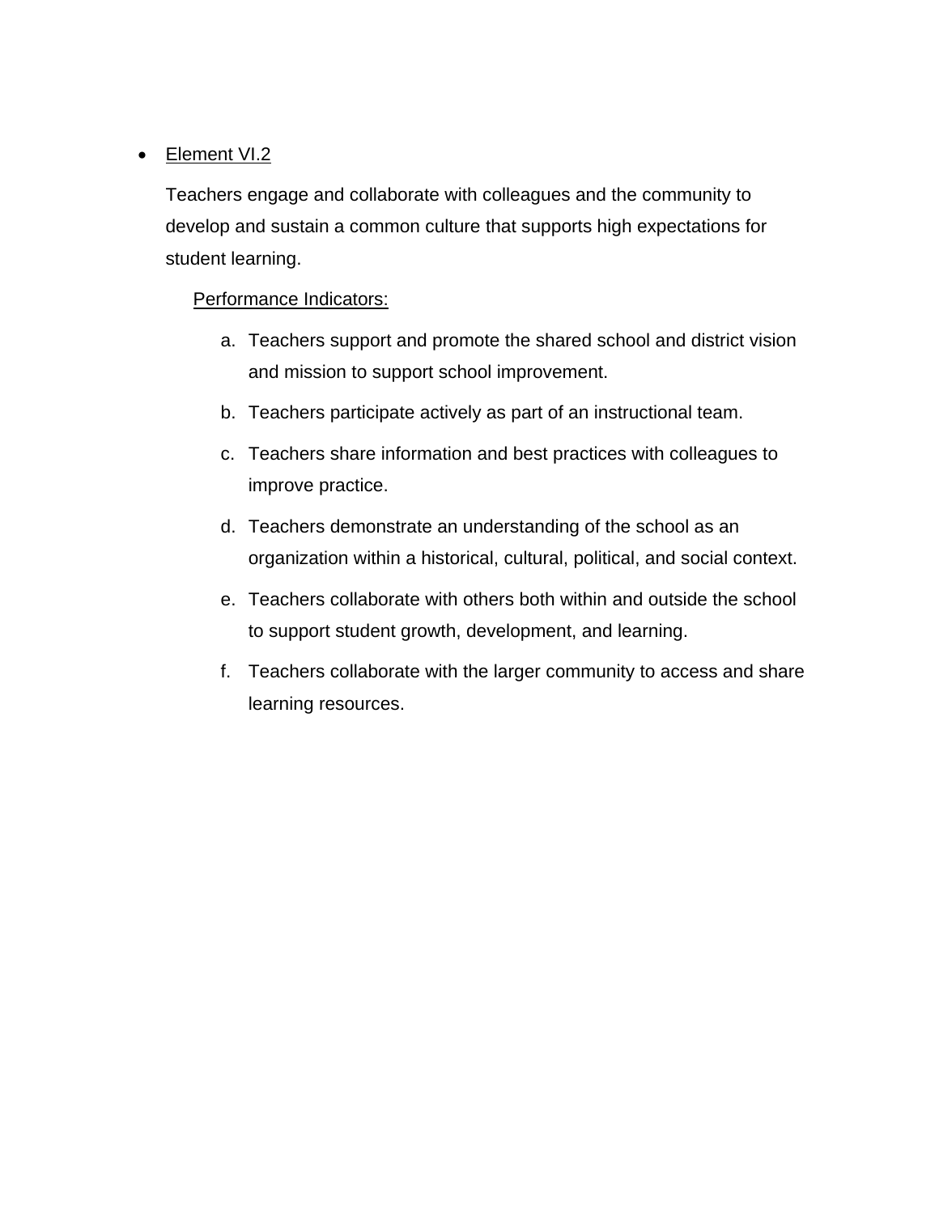- Element VI.2

  Teachers engage and collaborate with colleagues and the community to develop and sustain a common culture that supports high expectations for student learning.

  Performance Indicators:

  a. Teachers support and promote the shared school and district vision and mission to support school improvement.
  b. Teachers participate actively as part of an instructional team.
  c. Teachers share information and best practices with colleagues to improve practice.
  d. Teachers demonstrate an understanding of the school as an organization within a historical, cultural, political, and social context.
  e. Teachers collaborate with others both within and outside the school to support student growth, development, and learning.
  f. Teachers collaborate with the larger community to access and share learning resources.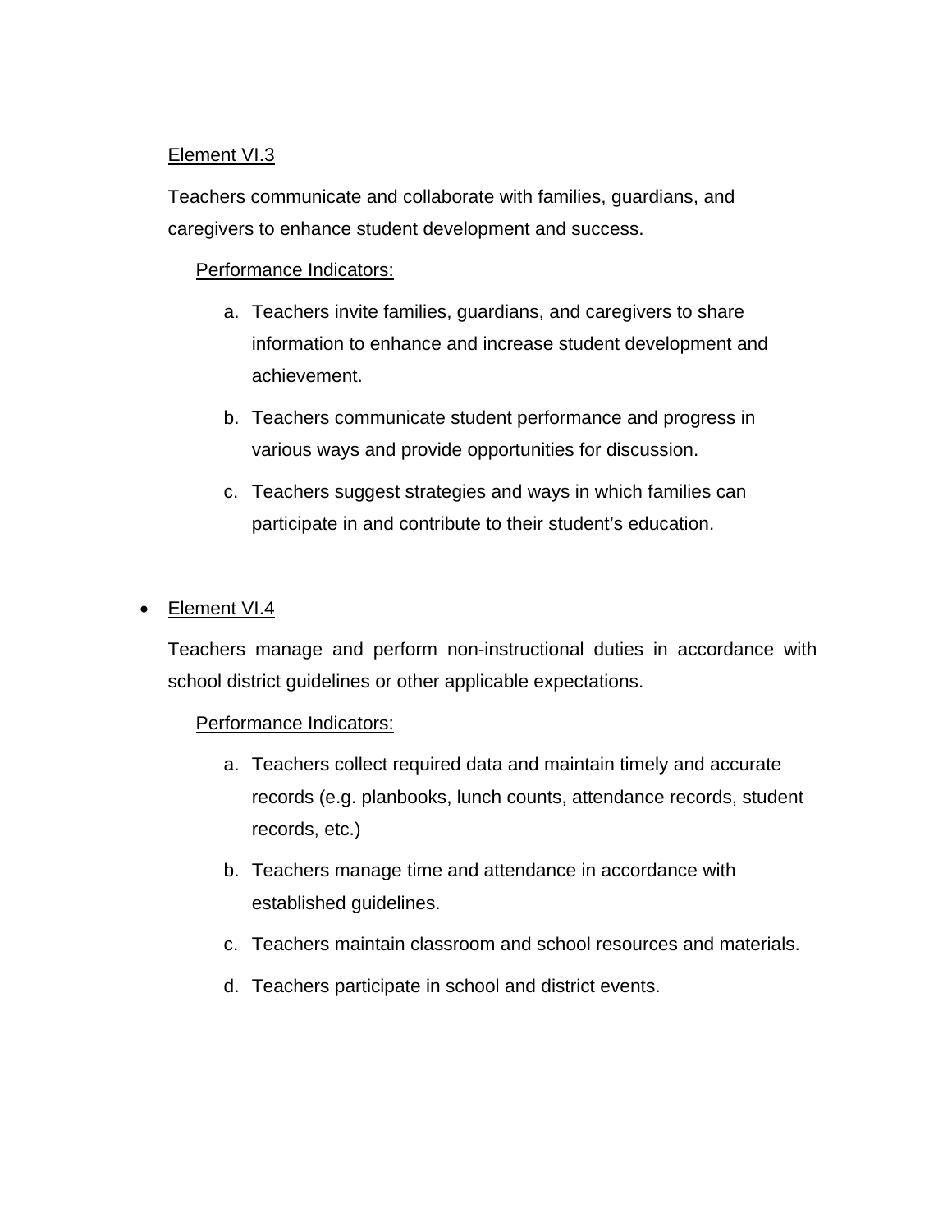Element VI.3

Teachers communicate and collaborate with families, guardians, and caregivers to enhance student development and success.

Performance Indicators:

a. Teachers invite families, guardians, and caregivers to share information to enhance and increase student development and achievement.
b. Teachers communicate student performance and progress in various ways and provide opportunities for discussion.
c. Teachers suggest strategies and ways in which families can participate in and contribute to their student's education.

- Element VI.4

Teachers manage and perform non-instructional duties in accordance with school district guidelines or other applicable expectations.

Performance Indicators:

a. Teachers collect required data and maintain timely and accurate records (e.g. planbooks, lunch counts, attendance records, student records, etc.)
b. Teachers manage time and attendance in accordance with established guidelines.
c. Teachers maintain classroom and school resources and materials.
d. Teachers participate in school and district events.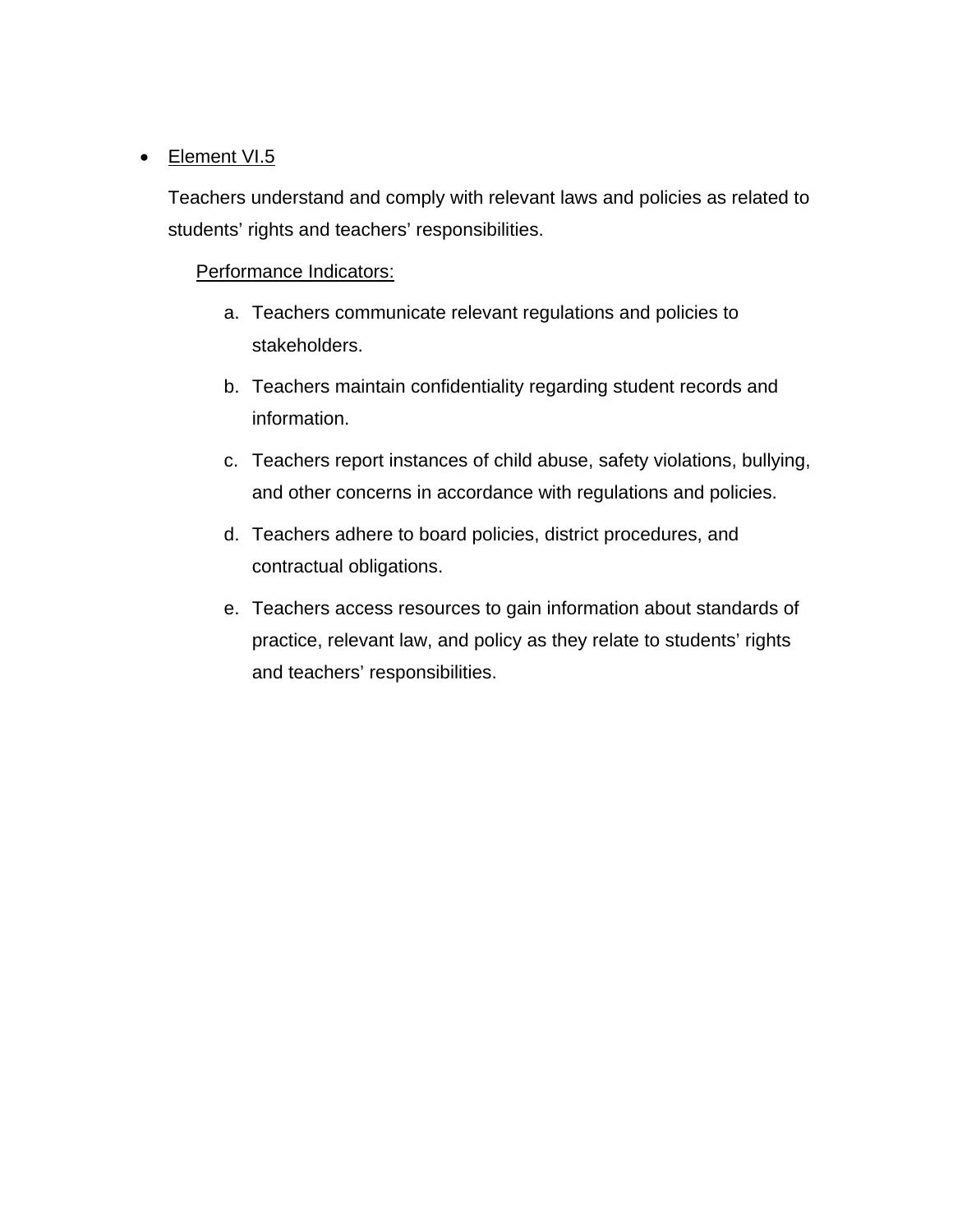- Element VI.5

  Teachers understand and comply with relevant laws and policies as related to students’ rights and teachers’ responsibilities.

  Performance Indicators:

  a. Teachers communicate relevant regulations and policies to stakeholders.
  b. Teachers maintain confidentiality regarding student records and information.
  c. Teachers report instances of child abuse, safety violations, bullying, and other concerns in accordance with regulations and policies.
  d. Teachers adhere to board policies, district procedures, and contractual obligations.
  e. Teachers access resources to gain information about standards of practice, relevant law, and policy as they relate to students’ rights and teachers’ responsibilities.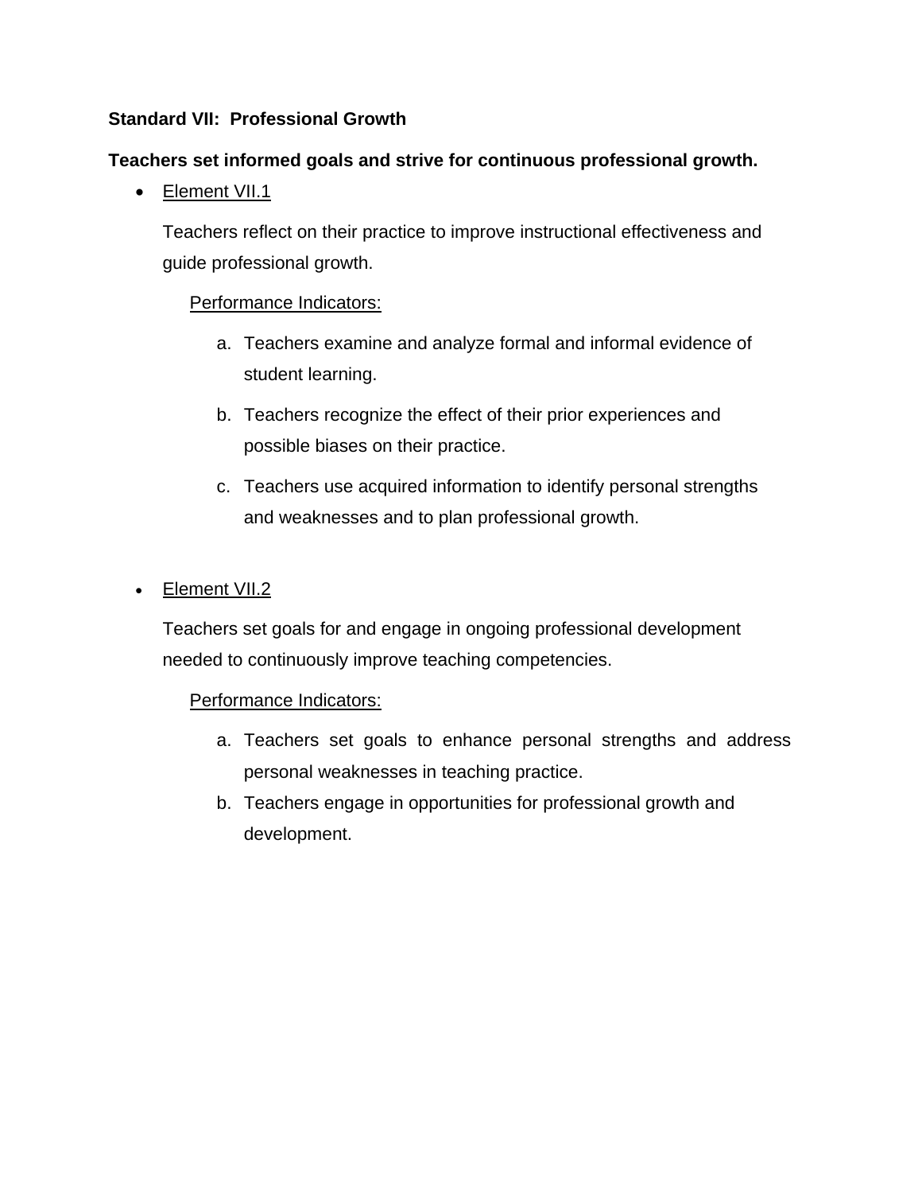**Standard VII: Professional Growth**

**Teachers set informed goals and strive for continuous professional growth.**

- Element VII.1

  Teachers reflect on their practice to improve instructional effectiveness and guide professional growth.

  Performance Indicators:

  a. Teachers examine and analyze formal and informal evidence of student learning.

  b. Teachers recognize the effect of their prior experiences and possible biases on their practice.

  c. Teachers use acquired information to identify personal strengths and weaknesses and to plan professional growth.

- Element VII.2

  Teachers set goals for and engage in ongoing professional development needed to continuously improve teaching competencies.

  Performance Indicators:

  a. Teachers set goals to enhance personal strengths and address personal weaknesses in teaching practice.
  b. Teachers engage in opportunities for professional growth and development.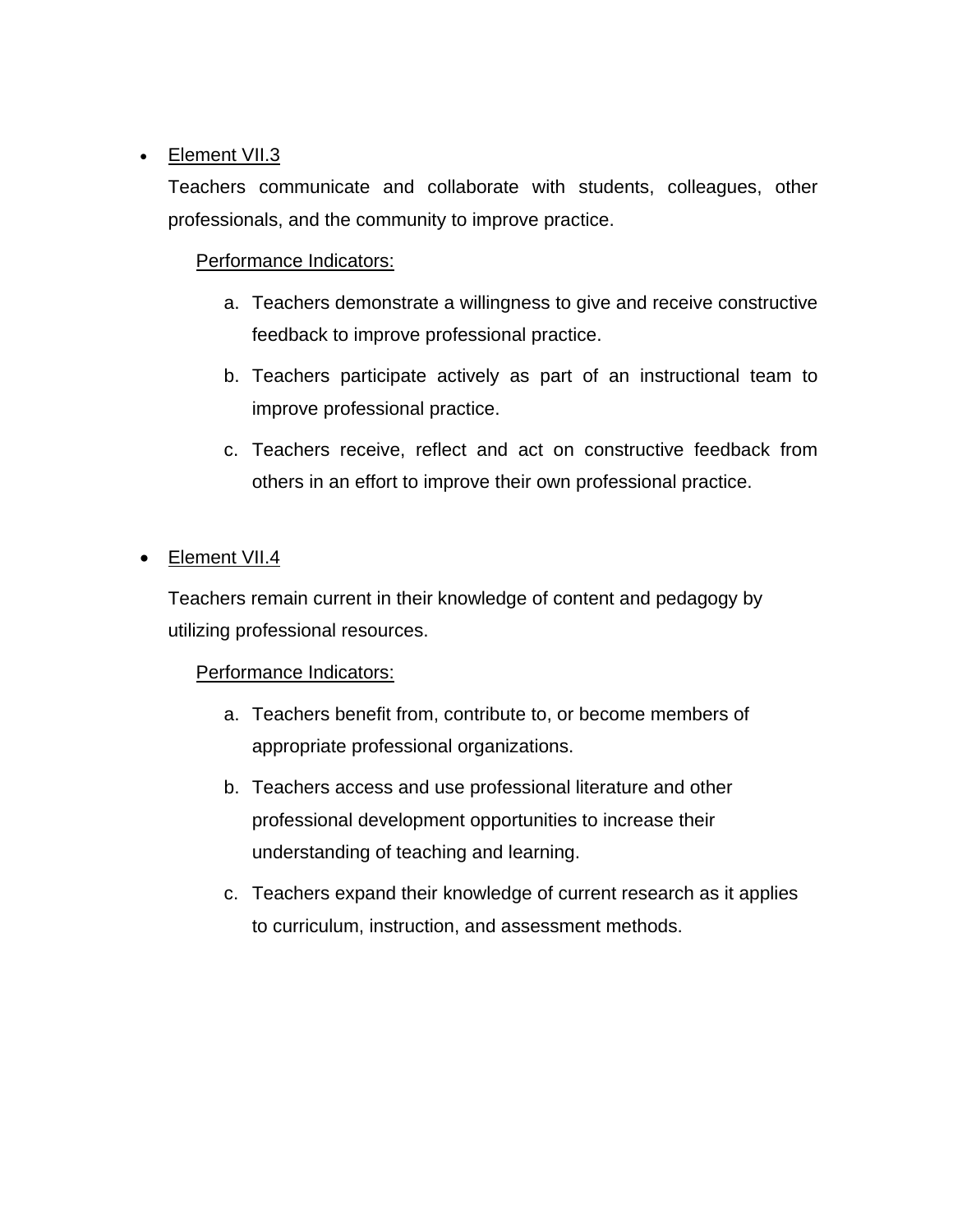- Element VII.3

  Teachers communicate and collaborate with students, colleagues, other professionals, and the community to improve practice.

  Performance Indicators:

  a. Teachers demonstrate a willingness to give and receive constructive feedback to improve professional practice.
  b. Teachers participate actively as part of an instructional team to improve professional practice.
  c. Teachers receive, reflect and act on constructive feedback from others in an effort to improve their own professional practice.

- Element VII.4

  Teachers remain current in their knowledge of content and pedagogy by utilizing professional resources.

  Performance Indicators:

  a. Teachers benefit from, contribute to, or become members of appropriate professional organizations.
  b. Teachers access and use professional literature and other professional development opportunities to increase their understanding of teaching and learning.
  c. Teachers expand their knowledge of current research as it applies to curriculum, instruction, and assessment methods.